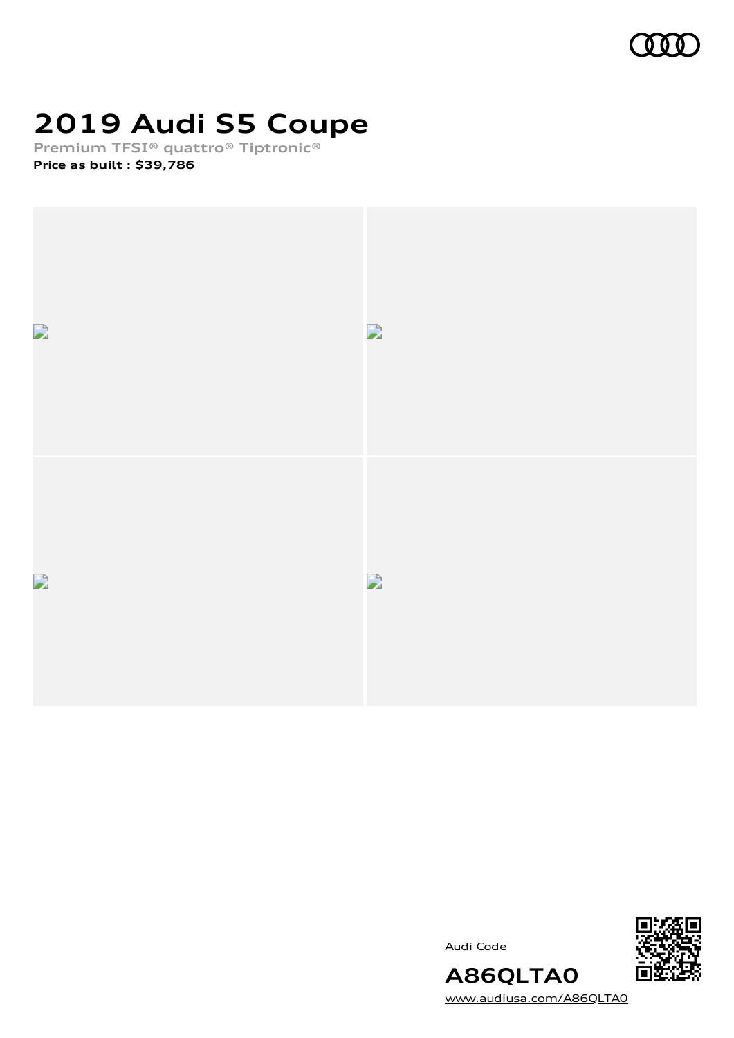# 2019 Audi S5 Coupe

Premium TFSI® quattro® Tiptronic®

**Price as built : $39,786**

Audi Code

## A86QLTA0

www.audiusa.com/A86QLTA0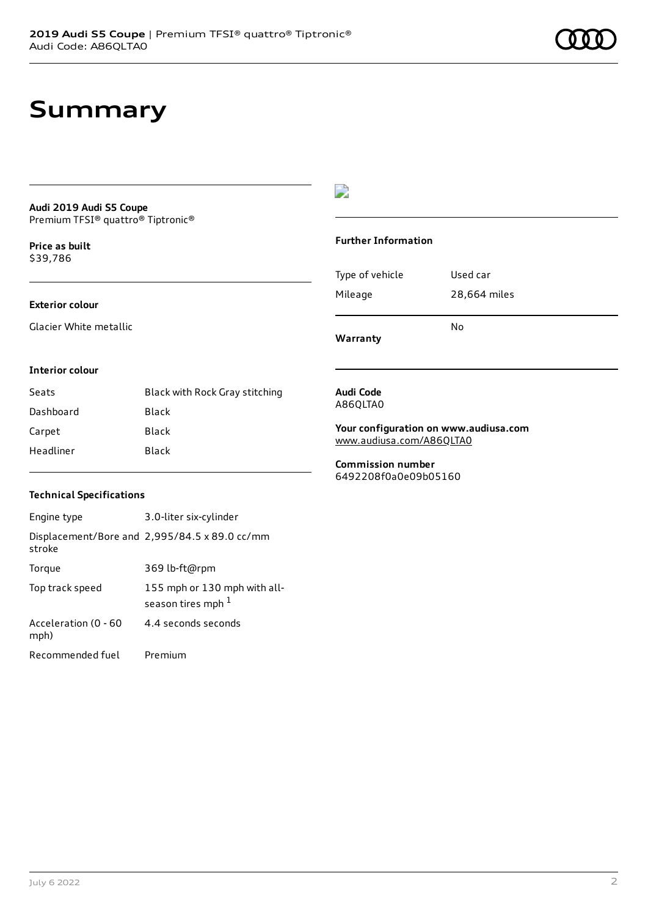# Summary

**Audi 2019 Audi S5 Coupe**
Premium TFSI® quattro® Tiptronic®

**Price as built**
$39,786

### Exterior colour

Glacier White metallic

### Interior colour

| Seats | Black with Rock Gray stitching |
| --- | --- |
| Dashboard | Black |
| Carpet | Black |
| Headliner | Black |

### Technical Specifications

| Engine type | 3.0-liter six-cylinder |
| --- | --- |
| Displacement/Bore and stroke | 2,995/84.5 x 89.0 cc/mm |
| Torque | 369 lb-ft@rpm |
| Top track speed | 155 mph or 130 mph with all-season tires mph [1] |
| Acceleration (0 - 60 mph) | 4.4 seconds seconds |
| Recommended fuel | Premium |

### Further Information

| Type of vehicle | Used car |
| --- | --- |
| Mileage | 28,664 miles |
| Warranty | No |

**Audi Code**
A86QLTA0

**Your configuration on www.audiusa.com**
www.audiusa.com/A86QLTA0

**Commission number**
6492208f0a0e09b05160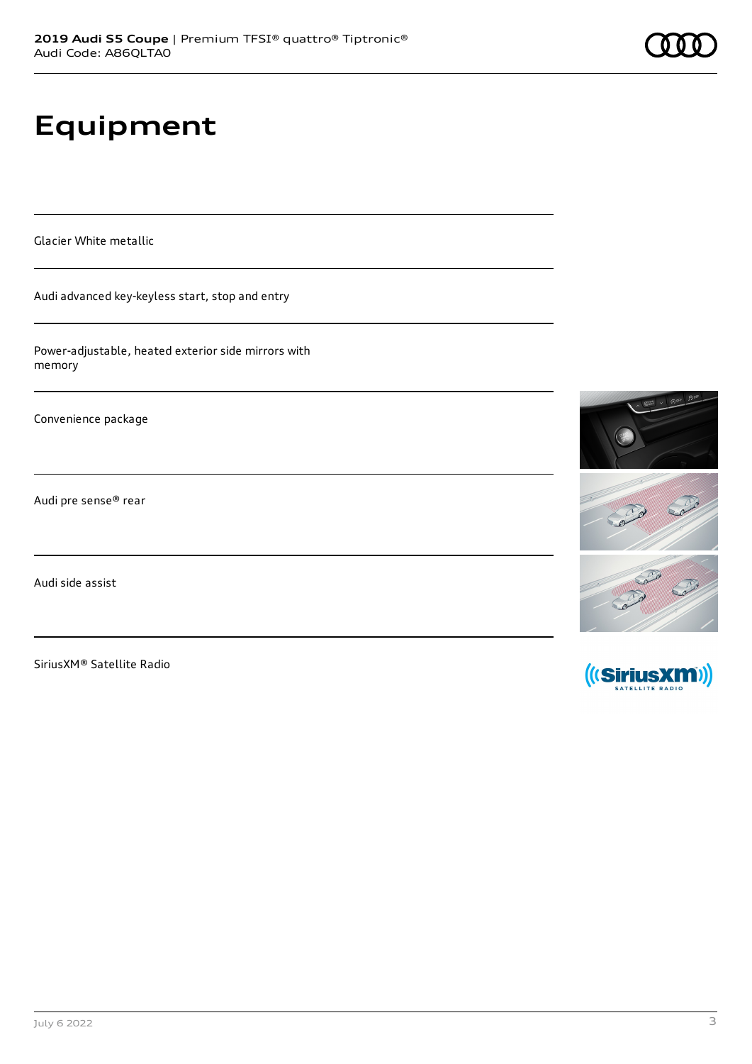# Equipment

Glacier White metallic

Audi advanced key-keyless start, stop and entry

Power-adjustable, heated exterior side mirrors with memory

Convenience package

Audi pre sense® rear

Audi side assist

SiriusXM® Satellite Radio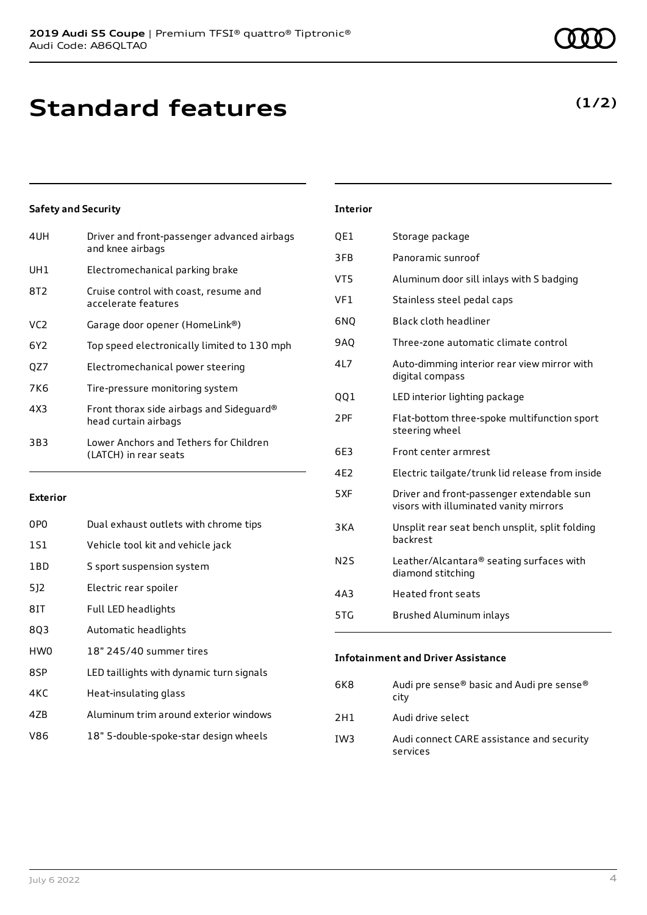# Standard features

**(1/2)**

### Safety and Security

| | |
|---|---|
| 4UH | Driver and front-passenger advanced airbags and knee airbags |
| UH1 | Electromechanical parking brake |
| 8T2 | Cruise control with coast, resume and accelerate features |
| VC2 | Garage door opener (HomeLink®) |
| 6Y2 | Top speed electronically limited to 130 mph |
| QZ7 | Electromechanical power steering |
| 7K6 | Tire-pressure monitoring system |
| 4X3 | Front thorax side airbags and Sideguard® head curtain airbags |
| 3B3 | Lower Anchors and Tethers for Children (LATCH) in rear seats |

### Exterior

| | |
|---|---|
| 0P0 | Dual exhaust outlets with chrome tips |
| 1S1 | Vehicle tool kit and vehicle jack |
| 1BD | S sport suspension system |
| 5J2 | Electric rear spoiler |
| 8IT | Full LED headlights |
| 8Q3 | Automatic headlights |
| HW0 | 18" 245/40 summer tires |
| 8SP | LED taillights with dynamic turn signals |
| 4KC | Heat-insulating glass |
| 4ZB | Aluminum trim around exterior windows |
| V86 | 18" 5-double-spoke-star design wheels |

### Interior

| | |
|---|---|
| QE1 | Storage package |
| 3FB | Panoramic sunroof |
| VT5 | Aluminum door sill inlays with S badging |
| VF1 | Stainless steel pedal caps |
| 6NQ | Black cloth headliner |
| 9AQ | Three-zone automatic climate control |
| 4L7 | Auto-dimming interior rear view mirror with digital compass |
| QQ1 | LED interior lighting package |
| 2PF | Flat-bottom three-spoke multifunction sport steering wheel |
| 6E3 | Front center armrest |
| 4E2 | Electric tailgate/trunk lid release from inside |
| 5XF | Driver and front-passenger extendable sun visors with illuminated vanity mirrors |
| 3KA | Unsplit rear seat bench unsplit, split folding backrest |
| N2S | Leather/Alcantara® seating surfaces with diamond stitching |
| 4A3 | Heated front seats |
| 5TG | Brushed Aluminum inlays |

### Infotainment and Driver Assistance

| | |
|---|---|
| 6K8 | Audi pre sense® basic and Audi pre sense® city |
| 2H1 | Audi drive select |
| IW3 | Audi connect CARE assistance and security services |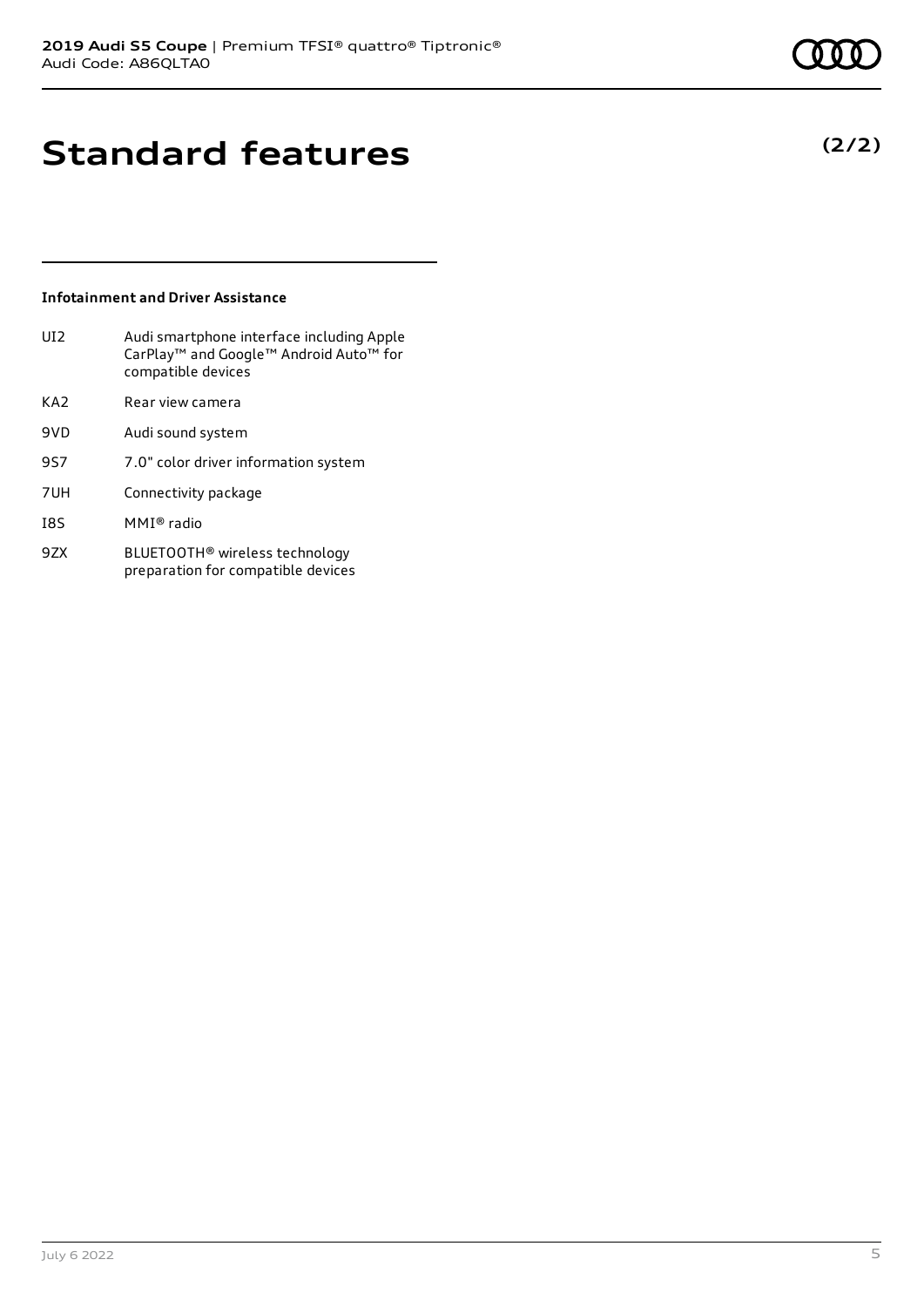# Standard features

**(2/2)**

### Infotainment and Driver Assistance

| | |
|---|---|
| UI2 | Audi smartphone interface including Apple CarPlay™ and Google™ Android Auto™ for compatible devices |
| KA2 | Rear view camera |
| 9VD | Audi sound system |
| 9S7 | 7.0" color driver information system |
| 7UH | Connectivity package |
| I8S | MMI® radio |
| 9ZX | BLUETOOTH® wireless technology preparation for compatible devices |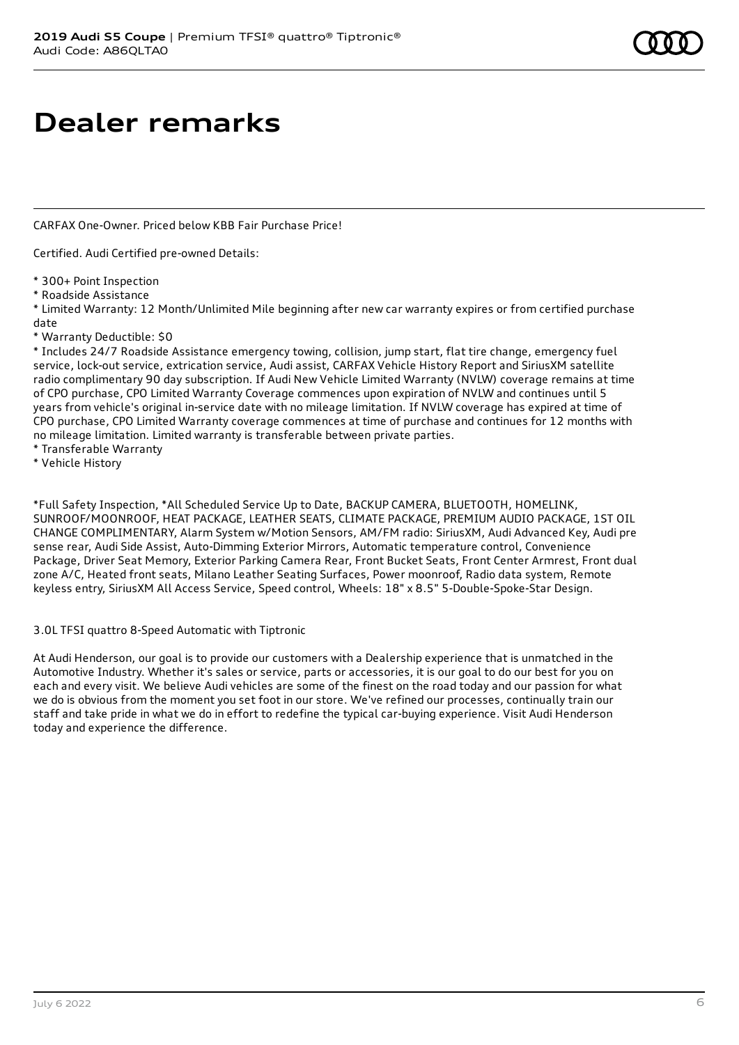# Dealer remarks

CARFAX One-Owner. Priced below KBB Fair Purchase Price!

Certified. Audi Certified pre-owned Details:

* 300+ Point Inspection
* Roadside Assistance
* Limited Warranty: 12 Month/Unlimited Mile beginning after new car warranty expires or from certified purchase date
* Warranty Deductible: $0
* Includes 24/7 Roadside Assistance emergency towing, collision, jump start, flat tire change, emergency fuel service, lock-out service, extrication service, Audi assist, CARFAX Vehicle History Report and SiriusXM satellite radio complimentary 90 day subscription. If Audi New Vehicle Limited Warranty (NVLW) coverage remains at time of CPO purchase, CPO Limited Warranty Coverage commences upon expiration of NVLW and continues until 5 years from vehicle's original in-service date with no mileage limitation. If NVLW coverage has expired at time of CPO purchase, CPO Limited Warranty coverage commences at time of purchase and continues for 12 months with no mileage limitation. Limited warranty is transferable between private parties.
* Transferable Warranty
* Vehicle History

*Full Safety Inspection, *All Scheduled Service Up to Date, BACKUP CAMERA, BLUETOOTH, HOMELINK, SUNROOF/MOONROOF, HEAT PACKAGE, LEATHER SEATS, CLIMATE PACKAGE, PREMIUM AUDIO PACKAGE, 1ST OIL CHANGE COMPLIMENTARY, Alarm System w/Motion Sensors, AM/FM radio: SiriusXM, Audi Advanced Key, Audi pre sense rear, Audi Side Assist, Auto-Dimming Exterior Mirrors, Automatic temperature control, Convenience Package, Driver Seat Memory, Exterior Parking Camera Rear, Front Bucket Seats, Front Center Armrest, Front dual zone A/C, Heated front seats, Milano Leather Seating Surfaces, Power moonroof, Radio data system, Remote keyless entry, SiriusXM All Access Service, Speed control, Wheels: 18" x 8.5" 5-Double-Spoke-Star Design.

3.0L TFSI quattro 8-Speed Automatic with Tiptronic

At Audi Henderson, our goal is to provide our customers with a Dealership experience that is unmatched in the Automotive Industry. Whether it's sales or service, parts or accessories, it is our goal to do our best for you on each and every visit. We believe Audi vehicles are some of the finest on the road today and our passion for what we do is obvious from the moment you set foot in our store. We've refined our processes, continually train our staff and take pride in what we do in effort to redefine the typical car-buying experience. Visit Audi Henderson today and experience the difference.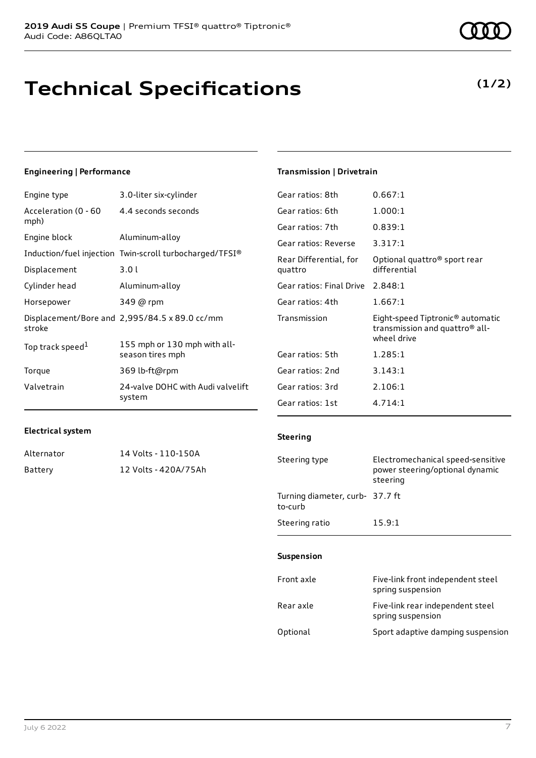# Technical Specifications

**(1/2)**

### Engineering | Performance

| | |
|---|---|
| Engine type | 3.0-liter six-cylinder |
| Acceleration (0 - 60 mph) | 4.4 seconds seconds |
| Engine block | Aluminum-alloy |
| Induction/fuel injection | Twin-scroll turbocharged/TFSI® |
| Displacement | 3.0 l |
| Cylinder head | Aluminum-alloy |
| Horsepower | 349 @ rpm |
| Displacement/Bore and stroke | 2,995/84.5 x 89.0 cc/mm |
| Top track speed[1] | 155 mph or 130 mph with all-season tires mph |
| Torque | 369 lb-ft@rpm |
| Valvetrain | 24-valve DOHC with Audi valvelift system |

### Electrical system

| | |
|---|---|
| Alternator | 14 Volts - 110-150A |
| Battery | 12 Volts - 420A/75Ah |

### Transmission | Drivetrain

| | |
|---|---|
| Gear ratios: 8th | 0.667:1 |
| Gear ratios: 6th | 1.000:1 |
| Gear ratios: 7th | 0.839:1 |
| Gear ratios: Reverse | 3.317:1 |
| Rear Differential, for quattro | Optional quattro® sport rear differential |
| Gear ratios: Final Drive | 2.848:1 |
| Gear ratios: 4th | 1.667:1 |
| Transmission | Eight-speed Tiptronic® automatic transmission and quattro® all-wheel drive |
| Gear ratios: 5th | 1.285:1 |
| Gear ratios: 2nd | 3.143:1 |
| Gear ratios: 3rd | 2.106:1 |
| Gear ratios: 1st | 4.714:1 |

### Steering

| | |
|---|---|
| Steering type | Electromechanical speed-sensitive power steering/optional dynamic steering |
| Turning diameter, curb-to-curb | 37.7 ft |
| Steering ratio | 15.9:1 |

### Suspension

| | |
|---|---|
| Front axle | Five-link front independent steel spring suspension |
| Rear axle | Five-link rear independent steel spring suspension |
| Optional | Sport adaptive damping suspension |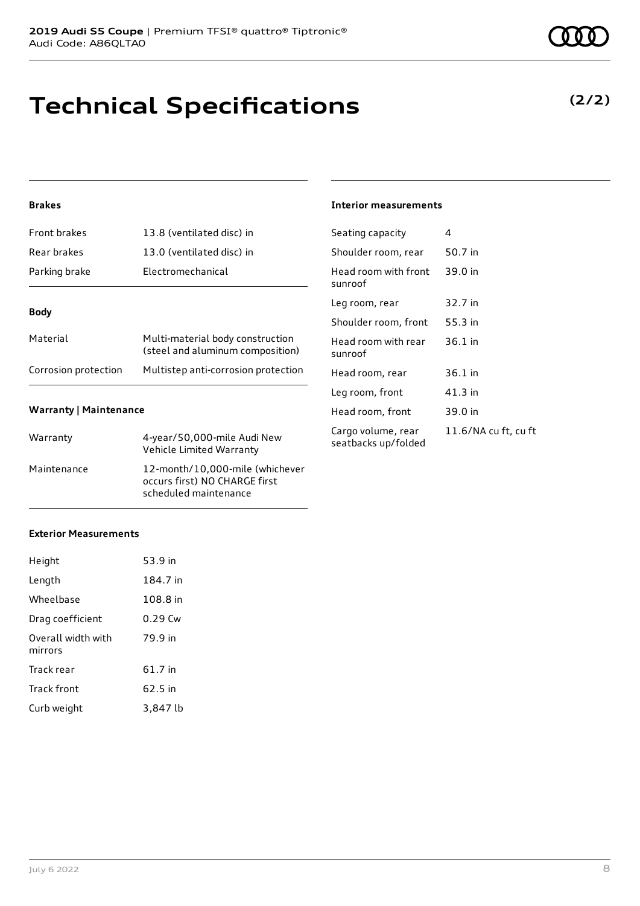# Technical Specifications

**(2/2)**

### Brakes

| | |
|---|---|
| Front brakes | 13.8 (ventilated disc) in |
| Rear brakes | 13.0 (ventilated disc) in |
| Parking brake | Electromechanical |

### Body

| | |
|---|---|
| Material | Multi-material body construction (steel and aluminum composition) |
| Corrosion protection | Multistep anti-corrosion protection |

### Warranty | Maintenance

| | |
|---|---|
| Warranty | 4-year/50,000-mile Audi New Vehicle Limited Warranty |
| Maintenance | 12-month/10,000-mile (whichever occurs first) NO CHARGE first scheduled maintenance |

### Exterior Measurements

| | |
|---|---|
| Height | 53.9 in |
| Length | 184.7 in |
| Wheelbase | 108.8 in |
| Drag coefficient | 0.29 Cw |
| Overall width with mirrors | 79.9 in |
| Track rear | 61.7 in |
| Track front | 62.5 in |
| Curb weight | 3,847 lb |

### Interior measurements

| | |
|---|---|
| Seating capacity | 4 |
| Shoulder room, rear | 50.7 in |
| Head room with front sunroof | 39.0 in |
| Leg room, rear | 32.7 in |
| Shoulder room, front | 55.3 in |
| Head room with rear sunroof | 36.1 in |
| Head room, rear | 36.1 in |
| Leg room, front | 41.3 in |
| Head room, front | 39.0 in |
| Cargo volume, rear seatbacks up/folded | 11.6/NA cu ft, cu ft |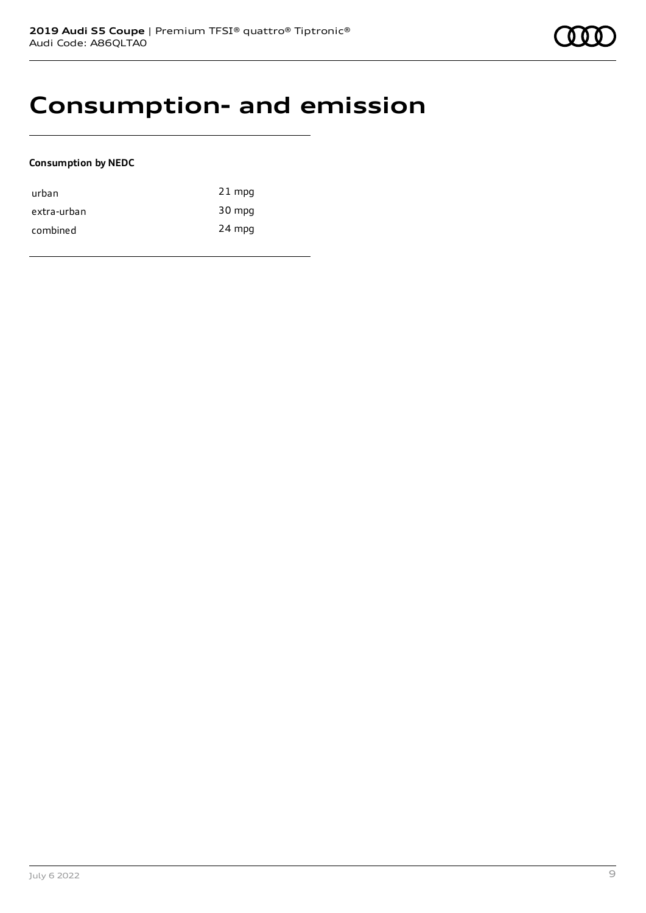# Consumption- and emission

**Consumption by NEDC**

| | |
|---|---|
| urban | 21 mpg |
| extra-urban | 30 mpg |
| combined | 24 mpg |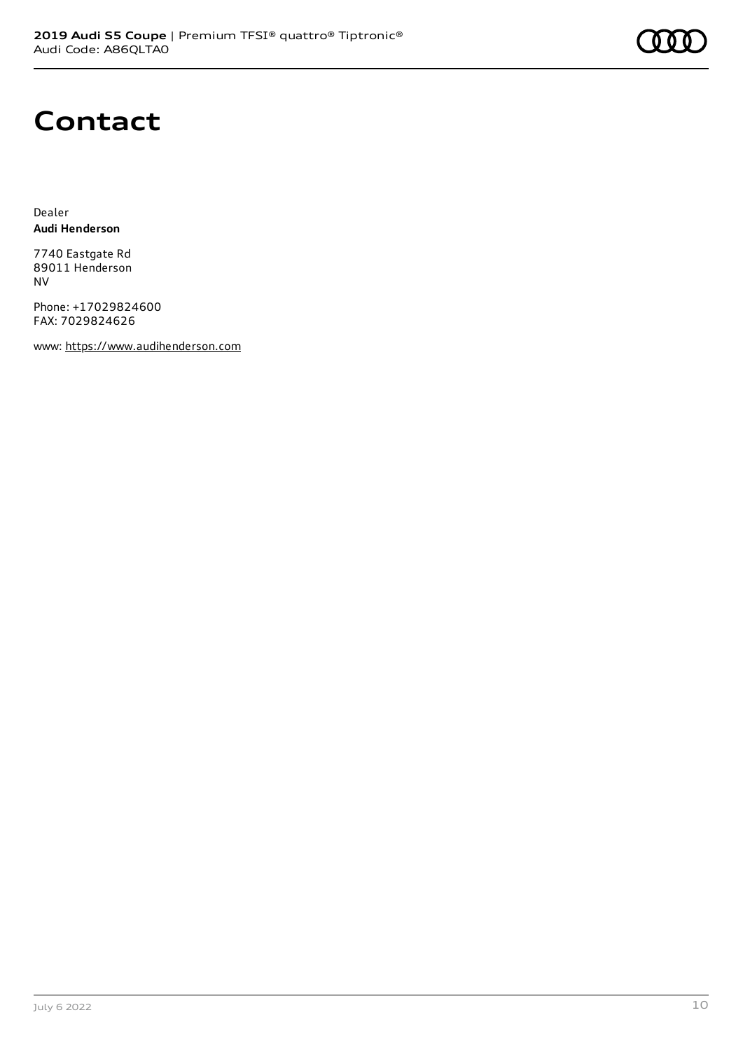# Contact

Dealer
**Audi Henderson**

7740 Eastgate Rd
89011 Henderson
NV

Phone: +17029824600
FAX: 7029824626

www: https://www.audihenderson.com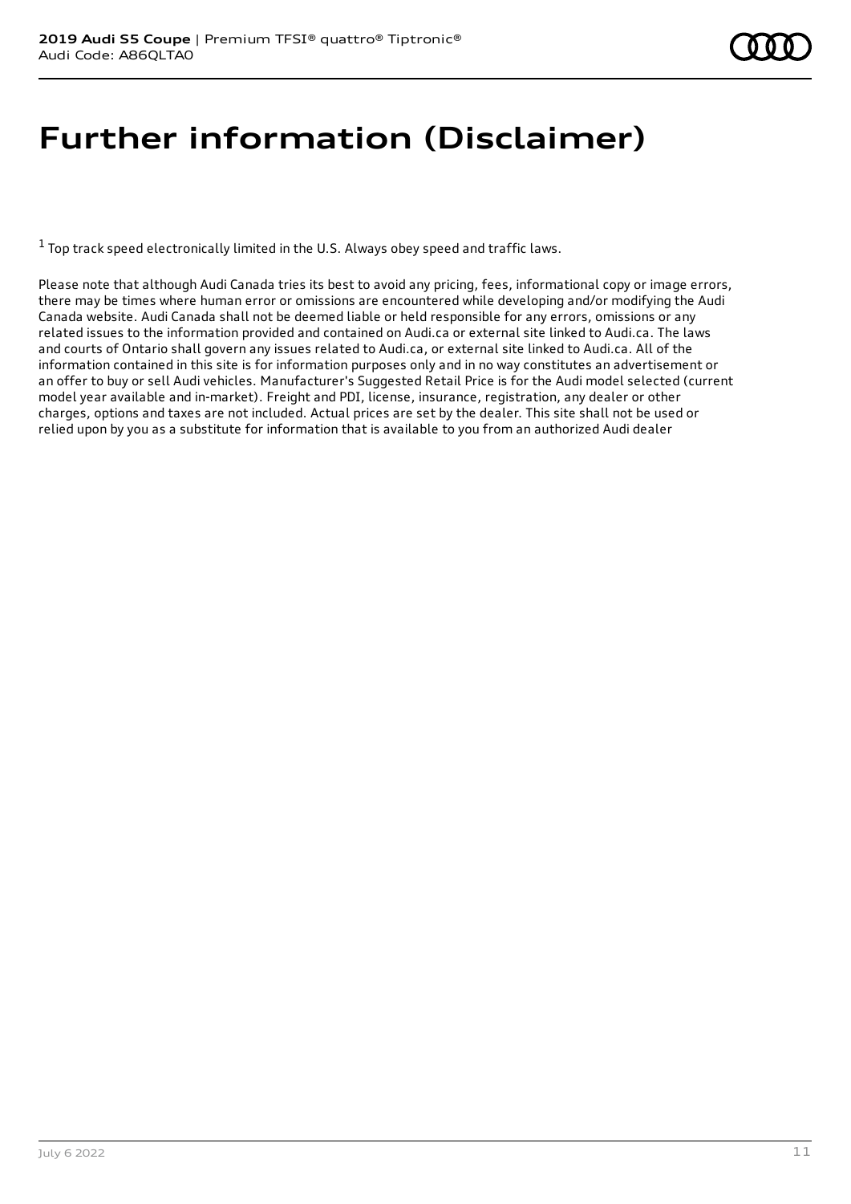# Further information (Disclaimer)

[1] Top track speed electronically limited in the U.S. Always obey speed and traffic laws.

Please note that although Audi Canada tries its best to avoid any pricing, fees, informational copy or image errors, there may be times where human error or omissions are encountered while developing and/or modifying the Audi Canada website. Audi Canada shall not be deemed liable or held responsible for any errors, omissions or any related issues to the information provided and contained on Audi.ca or external site linked to Audi.ca. The laws and courts of Ontario shall govern any issues related to Audi.ca, or external site linked to Audi.ca. All of the information contained in this site is for information purposes only and in no way constitutes an advertisement or an offer to buy or sell Audi vehicles. Manufacturer's Suggested Retail Price is for the Audi model selected (current model year available and in-market). Freight and PDI, license, insurance, registration, any dealer or other charges, options and taxes are not included. Actual prices are set by the dealer. This site shall not be used or relied upon by you as a substitute for information that is available to you from an authorized Audi dealer